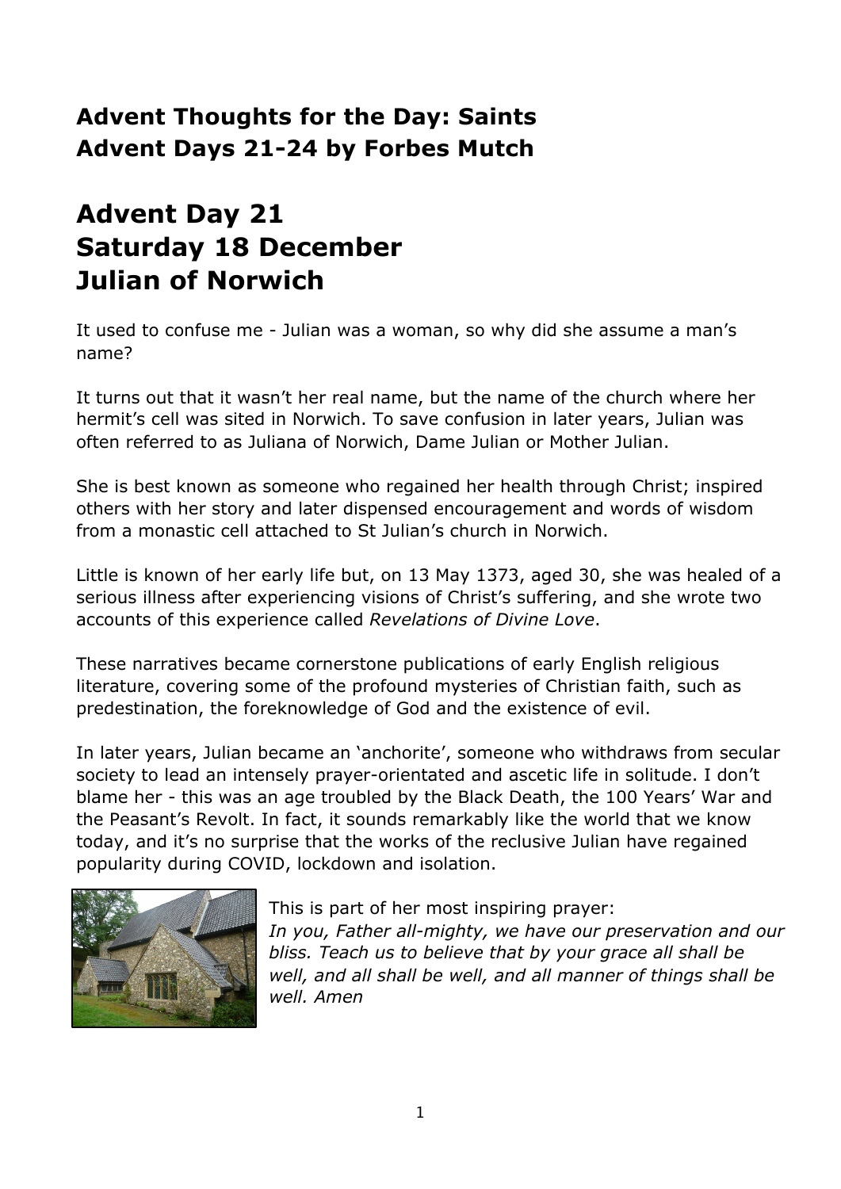## Advent Thoughts for the Day: Saints
## Advent Days 21-24 by Forbes Mutch

# Advent Day 21
# Saturday 18 December
# Julian of Norwich

It used to confuse me - Julian was a woman, so why did she assume a man's name?

It turns out that it wasn't her real name, but the name of the church where her hermit's cell was sited in Norwich. To save confusion in later years, Julian was often referred to as Juliana of Norwich, Dame Julian or Mother Julian.

She is best known as someone who regained her health through Christ; inspired others with her story and later dispensed encouragement and words of wisdom from a monastic cell attached to St Julian's church in Norwich.

Little is known of her early life but, on 13 May 1373, aged 30, she was healed of a serious illness after experiencing visions of Christ's suffering, and she wrote two accounts of this experience called *Revelations of Divine Love*.

These narratives became cornerstone publications of early English religious literature, covering some of the profound mysteries of Christian faith, such as predestination, the foreknowledge of God and the existence of evil.

In later years, Julian became an 'anchorite', someone who withdraws from secular society to lead an intensely prayer-orientated and ascetic life in solitude. I don't blame her - this was an age troubled by the Black Death, the 100 Years' War and the Peasant's Revolt. In fact, it sounds remarkably like the world that we know today, and it's no surprise that the works of the reclusive Julian have regained popularity during COVID, lockdown and isolation.

This is part of her most inspiring prayer:
*In you, Father all-mighty, we have our preservation and our bliss. Teach us to believe that by your grace all shall be well, and all shall be well, and all manner of things shall be well. Amen*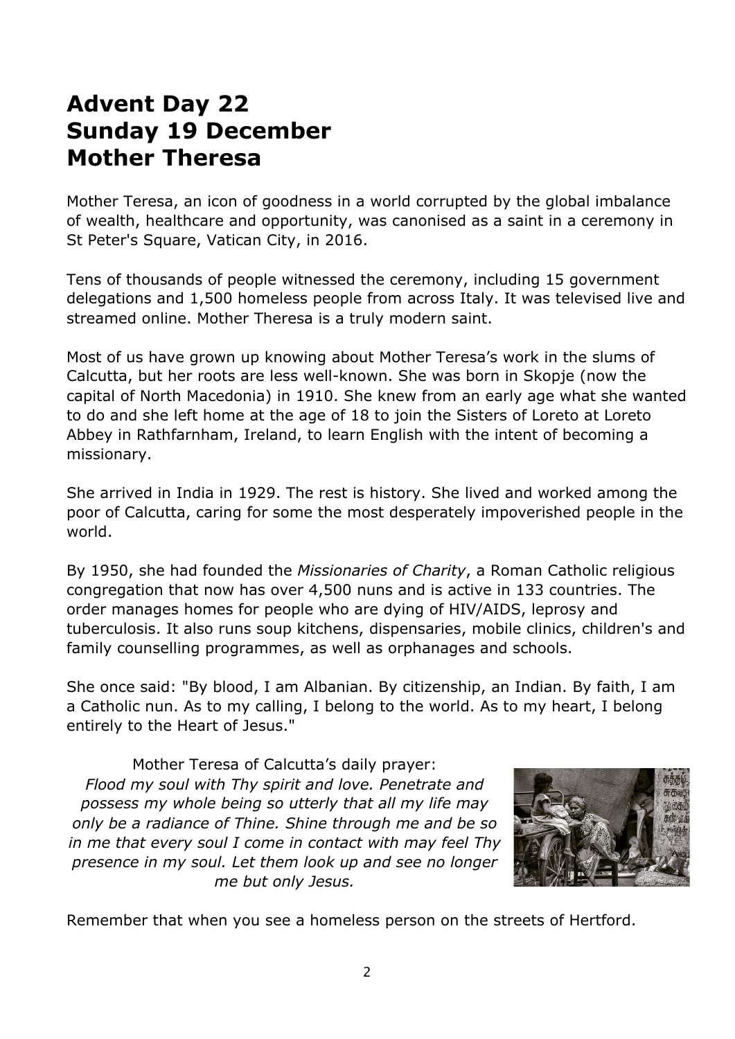# Advent Day 22
# Sunday 19 December
# Mother Theresa

Mother Teresa, an icon of goodness in a world corrupted by the global imbalance of wealth, healthcare and opportunity, was canonised as a saint in a ceremony in St Peter's Square, Vatican City, in 2016.

Tens of thousands of people witnessed the ceremony, including 15 government delegations and 1,500 homeless people from across Italy. It was televised live and streamed online. Mother Theresa is a truly modern saint.

Most of us have grown up knowing about Mother Teresa's work in the slums of Calcutta, but her roots are less well-known. She was born in Skopje (now the capital of North Macedonia) in 1910. She knew from an early age what she wanted to do and she left home at the age of 18 to join the Sisters of Loreto at Loreto Abbey in Rathfarnham, Ireland, to learn English with the intent of becoming a missionary.

She arrived in India in 1929. The rest is history. She lived and worked among the poor of Calcutta, caring for some the most desperately impoverished people in the world.

By 1950, she had founded the *Missionaries of Charity*, a Roman Catholic religious congregation that now has over 4,500 nuns and is active in 133 countries. The order manages homes for people who are dying of HIV/AIDS, leprosy and tuberculosis. It also runs soup kitchens, dispensaries, mobile clinics, children's and family counselling programmes, as well as orphanages and schools.

She once said: "By blood, I am Albanian. By citizenship, an Indian. By faith, I am a Catholic nun. As to my calling, I belong to the world. As to my heart, I belong entirely to the Heart of Jesus."

Mother Teresa of Calcutta's daily prayer:
*Flood my soul with Thy spirit and love. Penetrate and possess my whole being so utterly that all my life may only be a radiance of Thine. Shine through me and be so in me that every soul I come in contact with may feel Thy presence in my soul. Let them look up and see no longer me but only Jesus.*

Remember that when you see a homeless person on the streets of Hertford.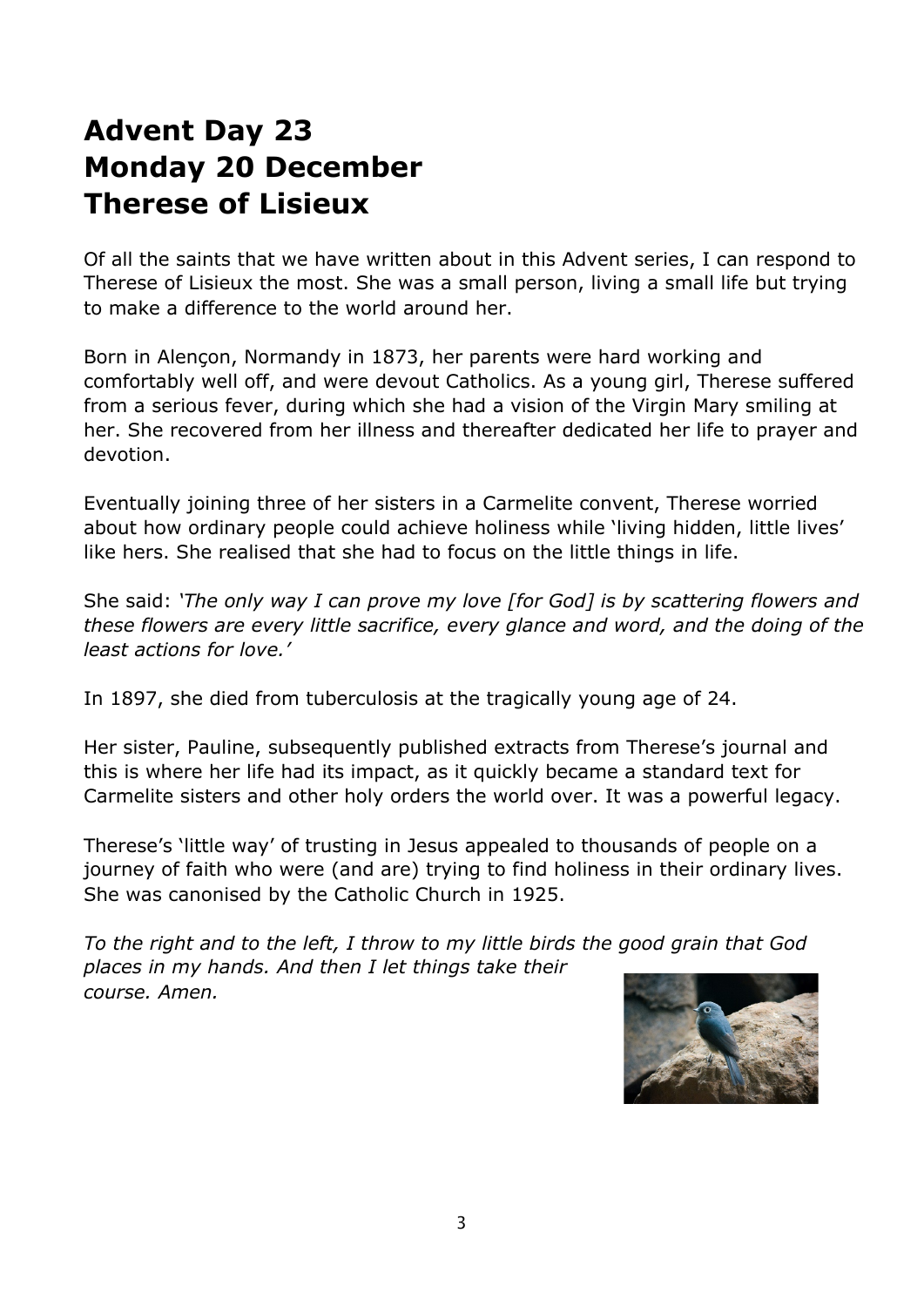# Advent Day 23
# Monday 20 December
# Therese of Lisieux

Of all the saints that we have written about in this Advent series, I can respond to Therese of Lisieux the most. She was a small person, living a small life but trying to make a difference to the world around her.

Born in Alençon, Normandy in 1873, her parents were hard working and comfortably well off, and were devout Catholics. As a young girl, Therese suffered from a serious fever, during which she had a vision of the Virgin Mary smiling at her. She recovered from her illness and thereafter dedicated her life to prayer and devotion.

Eventually joining three of her sisters in a Carmelite convent, Therese worried about how ordinary people could achieve holiness while 'living hidden, little lives' like hers. She realised that she had to focus on the little things in life.

She said: *'The only way I can prove my love [for God] is by scattering flowers and these flowers are every little sacrifice, every glance and word, and the doing of the least actions for love.'*

In 1897, she died from tuberculosis at the tragically young age of 24.

Her sister, Pauline, subsequently published extracts from Therese's journal and this is where her life had its impact, as it quickly became a standard text for Carmelite sisters and other holy orders the world over. It was a powerful legacy.

Therese's 'little way' of trusting in Jesus appealed to thousands of people on a journey of faith who were (and are) trying to find holiness in their ordinary lives. She was canonised by the Catholic Church in 1925.

*To the right and to the left, I throw to my little birds the good grain that God places in my hands. And then I let things take their course. Amen.*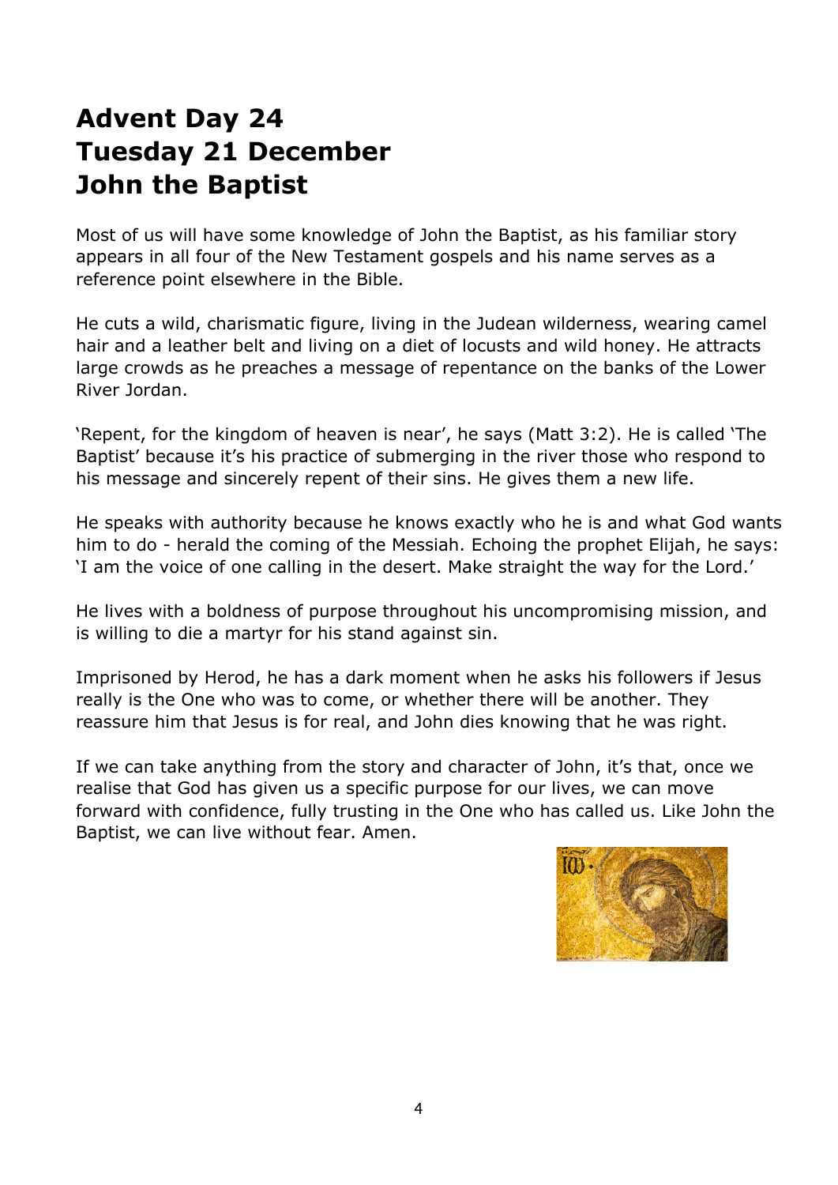# Advent Day 24
# Tuesday 21 December
# John the Baptist

Most of us will have some knowledge of John the Baptist, as his familiar story appears in all four of the New Testament gospels and his name serves as a reference point elsewhere in the Bible.

He cuts a wild, charismatic figure, living in the Judean wilderness, wearing camel hair and a leather belt and living on a diet of locusts and wild honey. He attracts large crowds as he preaches a message of repentance on the banks of the Lower River Jordan.

'Repent, for the kingdom of heaven is near', he says (Matt 3:2). He is called 'The Baptist' because it's his practice of submerging in the river those who respond to his message and sincerely repent of their sins. He gives them a new life.

He speaks with authority because he knows exactly who he is and what God wants him to do - herald the coming of the Messiah. Echoing the prophet Elijah, he says: 'I am the voice of one calling in the desert. Make straight the way for the Lord.'

He lives with a boldness of purpose throughout his uncompromising mission, and is willing to die a martyr for his stand against sin.

Imprisoned by Herod, he has a dark moment when he asks his followers if Jesus really is the One who was to come, or whether there will be another. They reassure him that Jesus is for real, and John dies knowing that he was right.

If we can take anything from the story and character of John, it's that, once we realise that God has given us a specific purpose for our lives, we can move forward with confidence, fully trusting in the One who has called us. Like John the Baptist, we can live without fear. Amen.